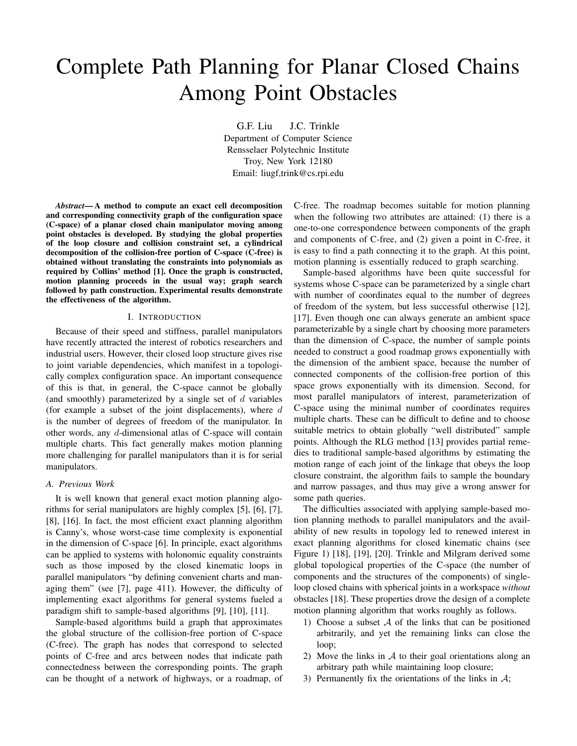# Complete Path Planning for Planar Closed Chains Among Point Obstacles

G.F. Liu J.C. Trinkle
Department of Computer Science
Rensselaer Polytechnic Institute
Troy, New York 12180
Email: liugf,trink@cs.rpi.edu

***Abstract*— A method to compute an exact cell decomposition and corresponding connectivity graph of the configuration space (C-space) of a planar closed chain manipulator moving among point obstacles is developed. By studying the global properties of the loop closure and collision constraint set, a cylindrical decomposition of the collision-free portion of C-space (C-free) is obtained without translating the constraints into polynomials as required by Collins' method [1]. Once the graph is constructed, motion planning proceeds in the usual way; graph search followed by path construction. Experimental results demonstrate the effectiveness of the algorithm.**

## I. Introduction

Because of their speed and stiffness, parallel manipulators have recently attracted the interest of robotics researchers and industrial users. However, their closed loop structure gives rise to joint variable dependencies, which manifest in a topologically complex configuration space. An important consequence of this is that, in general, the C-space cannot be globally (and smoothly) parameterized by a single set of $d$ variables (for example a subset of the joint displacements), where $d$ is the number of degrees of freedom of the manipulator. In other words, any $d$-dimensional atlas of C-space will contain multiple charts. This fact generally makes motion planning more challenging for parallel manipulators than it is for serial manipulators.

### A. Previous Work

It is well known that general exact motion planning algorithms for serial manipulators are highly complex [5], [6], [7], [8], [16]. In fact, the most efficient exact planning algorithm is Canny's, whose worst-case time complexity is exponential in the dimension of C-space [6]. In principle, exact algorithms can be applied to systems with holonomic equality constraints such as those imposed by the closed kinematic loops in parallel manipulators "by defining convenient charts and managing them" (see [7], page 411). However, the difficulty of implementing exact algorithms for general systems fueled a paradigm shift to sample-based algorithms [9], [10], [11].

Sample-based algorithms build a graph that approximates the global structure of the collision-free portion of C-space (C-free). The graph has nodes that correspond to selected points of C-free and arcs between nodes that indicate path connectedness between the corresponding points. The graph can be thought of a network of highways, or a roadmap, of C-free. The roadmap becomes suitable for motion planning when the following two attributes are attained: (1) there is a one-to-one correspondence between components of the graph and components of C-free, and (2) given a point in C-free, it is easy to find a path connecting it to the graph. At this point, motion planning is essentially reduced to graph searching.

Sample-based algorithms have been quite successful for systems whose C-space can be parameterized by a single chart with number of coordinates equal to the number of degrees of freedom of the system, but less successful otherwise [12], [17]. Even though one can always generate an ambient space parameterizable by a single chart by choosing more parameters than the dimension of C-space, the number of sample points needed to construct a good roadmap grows exponentially with the dimension of the ambient space, because the number of connected components of the collision-free portion of this space grows exponentially with its dimension. Second, for most parallel manipulators of interest, parameterization of C-space using the minimal number of coordinates requires multiple charts. These can be difficult to define and to choose suitable metrics to obtain globally "well distributed" sample points. Although the RLG method [13] provides partial remedies to traditional sample-based algorithms by estimating the motion range of each joint of the linkage that obeys the loop closure constraint, the algorithm fails to sample the boundary and narrow passages, and thus may give a wrong answer for some path queries.

The difficulties associated with applying sample-based motion planning methods to parallel manipulators and the availability of new results in topology led to renewed interest in exact planning algorithms for closed kinematic chains (see Figure 1) [18], [19], [20]. Trinkle and Milgram derived some global topological properties of the C-space (the number of components and the structures of the components) of single-loop closed chains with spherical joints in a workspace *without* obstacles [18]. These properties drove the design of a complete motion planning algorithm that works roughly as follows.

1) Choose a subset $\mathcal{A}$ of the links that can be positioned arbitrarily, and yet the remaining links can close the loop;
2) Move the links in $\mathcal{A}$ to their goal orientations along an arbitrary path while maintaining loop closure;
3) Permanently fix the orientations of the links in $\mathcal{A}$;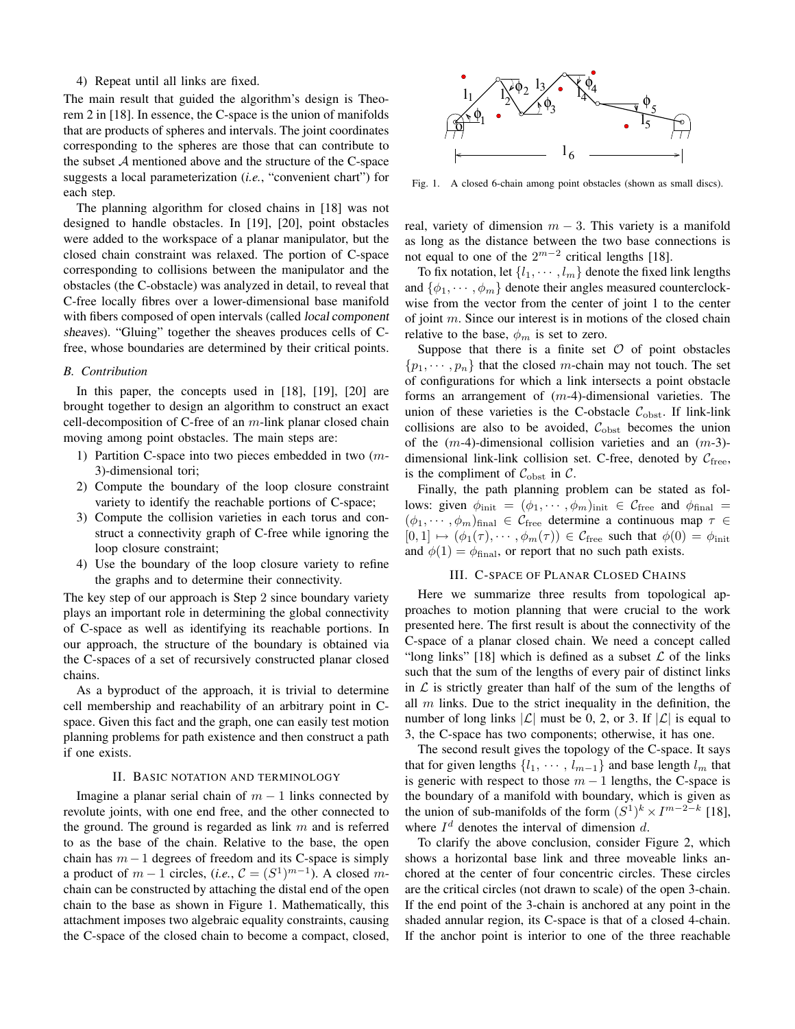4) Repeat until all links are fixed.

The main result that guided the algorithm's design is Theorem 2 in [18]. In essence, the C-space is the union of manifolds that are products of spheres and intervals. The joint coordinates corresponding to the spheres are those that can contribute to the subset $\mathcal{A}$ mentioned above and the structure of the C-space suggests a local parameterization (*i.e.*, "convenient chart") for each step.

The planning algorithm for closed chains in [18] was not designed to handle obstacles. In [19], [20], point obstacles were added to the workspace of a planar manipulator, but the closed chain constraint was relaxed. The portion of C-space corresponding to collisions between the manipulator and the obstacles (the C-obstacle) was analyzed in detail, to reveal that C-free locally fibres over a lower-dimensional base manifold with fibers composed of open intervals (called *local component sheaves*). "Gluing" together the sheaves produces cells of C-free, whose boundaries are determined by their critical points.

### B. Contribution

In this paper, the concepts used in [18], [19], [20] are brought together to design an algorithm to construct an exact cell-decomposition of C-free of an $m$-link planar closed chain moving among point obstacles. The main steps are:

1) Partition C-space into two pieces embedded in two ($m$-3)-dimensional tori;
2) Compute the boundary of the loop closure constraint variety to identify the reachable portions of C-space;
3) Compute the collision varieties in each torus and construct a connectivity graph of C-free while ignoring the loop closure constraint;
4) Use the boundary of the loop closure variety to refine the graphs and to determine their connectivity.

The key step of our approach is Step 2 since boundary variety plays an important role in determining the global connectivity of C-space as well as identifying its reachable portions. In our approach, the structure of the boundary is obtained via the C-spaces of a set of recursively constructed planar closed chains.

As a byproduct of the approach, it is trivial to determine cell membership and reachability of an arbitrary point in C-space. Given this fact and the graph, one can easily test motion planning problems for path existence and then construct a path if one exists.

## II. Basic notation and terminology

Imagine a planar serial chain of $m-1$ links connected by revolute joints, with one end free, and the other connected to the ground. The ground is regarded as link $m$ and is referred to as the base of the chain. Relative to the base, the open chain has $m-1$ degrees of freedom and its C-space is simply a product of $m-1$ circles, (*i.e.*, $\mathcal{C} = (S^1)^{m-1}$). A closed $m$-chain can be constructed by attaching the distal end of the open chain to the base as shown in Figure 1. Mathematically, this attachment imposes two algebraic equality constraints, causing the C-space of the closed chain to become a compact, closed, real, variety of dimension $m-3$. This variety is a manifold as long as the distance between the two base connections is not equal to one of the $2^{m-2}$ critical lengths [18].

Fig. 1. A closed 6-chain among point obstacles (shown as small discs).

To fix notation, let $\{l_1, \cdots, l_m\}$ denote the fixed link lengths and $\{\phi_1, \cdots, \phi_m\}$ denote their angles measured counterclockwise from the vector from the center of joint 1 to the center of joint $m$. Since our interest is in motions of the closed chain relative to the base, $\phi_m$ is set to zero.

Suppose that there is a finite set $\mathcal{O}$ of point obstacles $\{p_1, \cdots, p_n\}$ that the closed $m$-chain may not touch. The set of configurations for which a link intersects a point obstacle forms an arrangement of ($m$-4)-dimensional varieties. The union of these varieties is the C-obstacle $\mathcal{C}_{\rm obst}$. If link-link collisions are also to be avoided, $\mathcal{C}_{\rm obst}$ becomes the union of the ($m$-4)-dimensional collision varieties and an ($m$-3)-dimensional link-link collision set. C-free, denoted by $\mathcal{C}_{\rm free}$, is the compliment of $\mathcal{C}_{\rm obst}$ in $\mathcal{C}$.

Finally, the path planning problem can be stated as follows: given $\phi_{\rm init} = (\phi_1, \cdots, \phi_m)_{\rm init} \in \mathcal{C}_{\rm free}$ and $\phi_{\rm final} = (\phi_1, \cdots, \phi_m)_{\rm final} \in \mathcal{C}_{\rm free}$ determine a continuous map $\tau \in [0, 1] \mapsto (\phi_1(\tau), \cdots, \phi_m(\tau)) \in \mathcal{C}_{\rm free}$ such that $\phi(0) = \phi_{\rm init}$ and $\phi(1) = \phi_{\rm final}$, or report that no such path exists.

## III. C-space of Planar Closed Chains

Here we summarize three results from topological approaches to motion planning that were crucial to the work presented here. The first result is about the connectivity of the C-space of a planar closed chain. We need a concept called "long links" [18] which is defined as a subset $\mathcal{L}$ of the links such that the sum of the lengths of every pair of distinct links in $\mathcal{L}$ is strictly greater than half of the sum of the lengths of all $m$ links. Due to the strict inequality in the definition, the number of long links $|\mathcal{L}|$ must be 0, 2, or 3. If $|\mathcal{L}|$ is equal to 3, the C-space has two components; otherwise, it has one.

The second result gives the topology of the C-space. It says that for given lengths $\{l_1, \cdots, l_{m-1}\}$ and base length $l_m$ that is generic with respect to those $m-1$ lengths, the C-space is the boundary of a manifold with boundary, which is given as the union of sub-manifolds of the form $(S^1)^k \times I^{m-2-k}$ [18], where $I^d$ denotes the interval of dimension $d$.

To clarify the above conclusion, consider Figure 2, which shows a horizontal base link and three moveable links anchored at the center of four concentric circles. These circles are the critical circles (not drawn to scale) of the open 3-chain. If the end point of the 3-chain is anchored at any point in the shaded annular region, its C-space is that of a closed 4-chain. If the anchor point is interior to one of the three reachable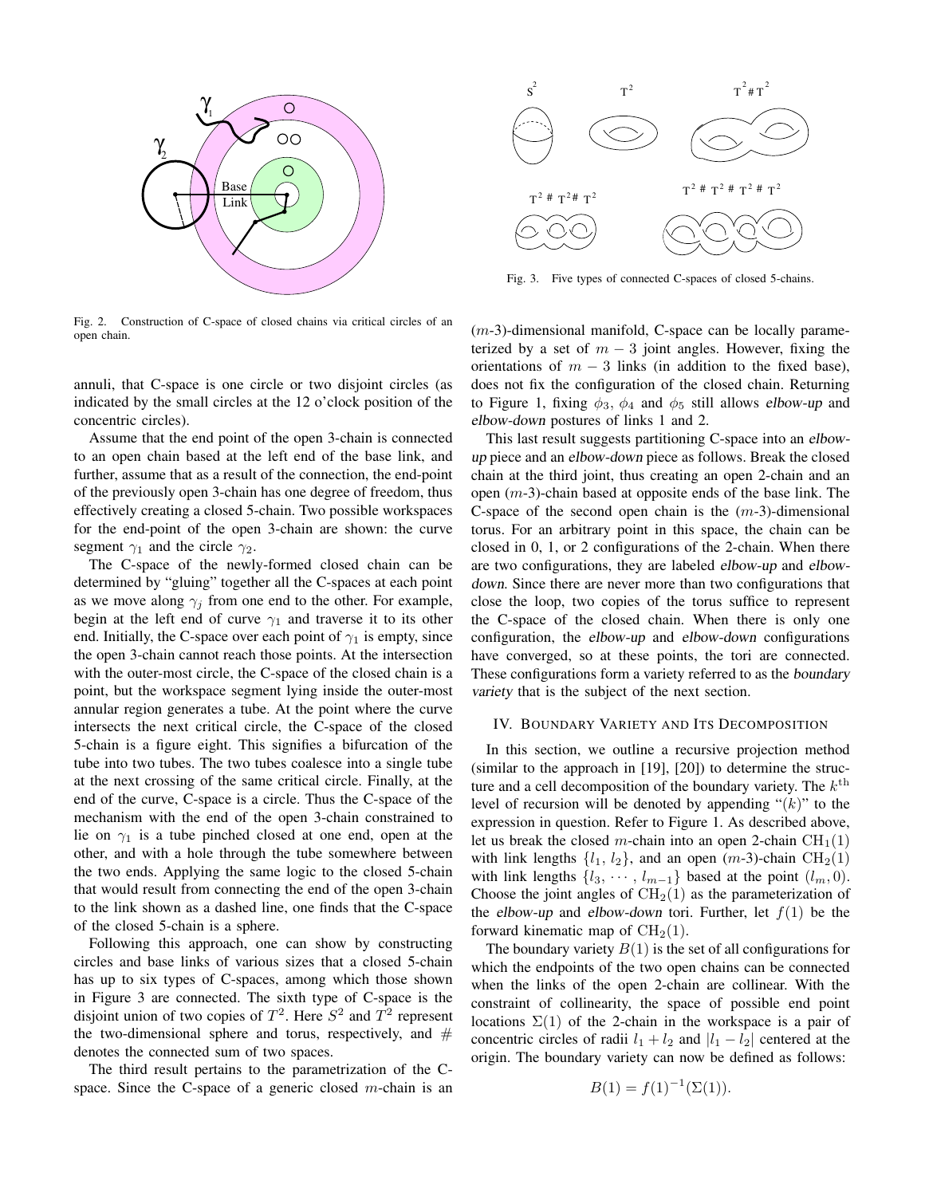Fig. 2. Construction of C-space of closed chains via critical circles of an open chain.

Fig. 3. Five types of connected C-spaces of closed 5-chains.

annuli, that C-space is one circle or two disjoint circles (as indicated by the small circles at the 12 o'clock position of the concentric circles).

Assume that the end point of the open 3-chain is connected to an open chain based at the left end of the base link, and further, assume that as a result of the connection, the end-point of the previously open 3-chain has one degree of freedom, thus effectively creating a closed 5-chain. Two possible workspaces for the end-point of the open 3-chain are shown: the curve segment $\gamma_1$ and the circle $\gamma_2$.

The C-space of the newly-formed closed chain can be determined by "gluing" together all the C-spaces at each point as we move along $\gamma_j$ from one end to the other. For example, begin at the left end of curve $\gamma_1$ and traverse it to its other end. Initially, the C-space over each point of $\gamma_1$ is empty, since the open 3-chain cannot reach those points. At the intersection with the outer-most circle, the C-space of the closed chain is a point, but the workspace segment lying inside the outer-most annular region generates a tube. At the point where the curve intersects the next critical circle, the C-space of the closed 5-chain is a figure eight. This signifies a bifurcation of the tube into two tubes. The two tubes coalesce into a single tube at the next crossing of the same critical circle. Finally, at the end of the curve, C-space is a circle. Thus the C-space of the mechanism with the end of the open 3-chain constrained to lie on $\gamma_1$ is a tube pinched closed at one end, open at the other, and with a hole through the tube somewhere between the two ends. Applying the same logic to the closed 5-chain that would result from connecting the end of the open 3-chain to the link shown as a dashed line, one finds that the C-space of the closed 5-chain is a sphere.

Following this approach, one can show by constructing circles and base links of various sizes that a closed 5-chain has up to six types of C-spaces, among which those shown in Figure 3 are connected. The sixth type of C-space is the disjoint union of two copies of $T^2$. Here $S^2$ and $T^2$ represent the two-dimensional sphere and torus, respectively, and $\#$ denotes the connected sum of two spaces.

The third result pertains to the parametrization of the C-space. Since the C-space of a generic closed $m$-chain is an ($m$-3)-dimensional manifold, C-space can be locally parameterized by a set of $m-3$ joint angles. However, fixing the orientations of $m-3$ links (in addition to the fixed base), does not fix the configuration of the closed chain. Returning to Figure 1, fixing $\phi_3$, $\phi_4$ and $\phi_5$ still allows *elbow-up* and *elbow-down* postures of links 1 and 2.

This last result suggests partitioning C-space into an *elbow-up* piece and an *elbow-down* piece as follows. Break the closed chain at the third joint, thus creating an open 2-chain and an open ($m$-3)-chain based at opposite ends of the base link. The C-space of the second open chain is the ($m$-3)-dimensional torus. For an arbitrary point in this space, the chain can be closed in 0, 1, or 2 configurations of the 2-chain. When there are two configurations, they are labeled *elbow-up* and *elbow-down*. Since there are never more than two configurations that close the loop, two copies of the torus suffice to represent the C-space of the closed chain. When there is only one configuration, the *elbow-up* and *elbow-down* configurations have converged, so at these points, the tori are connected. These configurations form a variety referred to as the *boundary variety* that is the subject of the next section.

## IV. Boundary Variety and Its Decomposition

In this section, we outline a recursive projection method (similar to the approach in [19], [20]) to determine the structure and a cell decomposition of the boundary variety. The $k^{\text{th}}$ level of recursion will be denoted by appending "$(k)$" to the expression in question. Refer to Figure 1. As described above, let us break the closed $m$-chain into an open 2-chain $\text{CH}_1(1)$ with link lengths $\{l_1, l_2\}$, and an open ($m$-3)-chain $\text{CH}_2(1)$ with link lengths $\{l_3, \cdots, l_{m-1}\}$ based at the point $(l_m, 0)$. Choose the joint angles of $\text{CH}_2(1)$ as the parameterization of the *elbow-up* and *elbow-down* tori. Further, let $f(1)$ be the forward kinematic map of $\text{CH}_2(1)$.

The boundary variety $B(1)$ is the set of all configurations for which the endpoints of the two open chains can be connected when the links of the open 2-chain are collinear. With the constraint of collinearity, the space of possible end point locations $\Sigma(1)$ of the 2-chain in the workspace is a pair of concentric circles of radii $l_1 + l_2$ and $|l_1 - l_2|$ centered at the origin. The boundary variety can now be defined as follows:

$$B(1) = f(1)^{-1}(\Sigma(1)).$$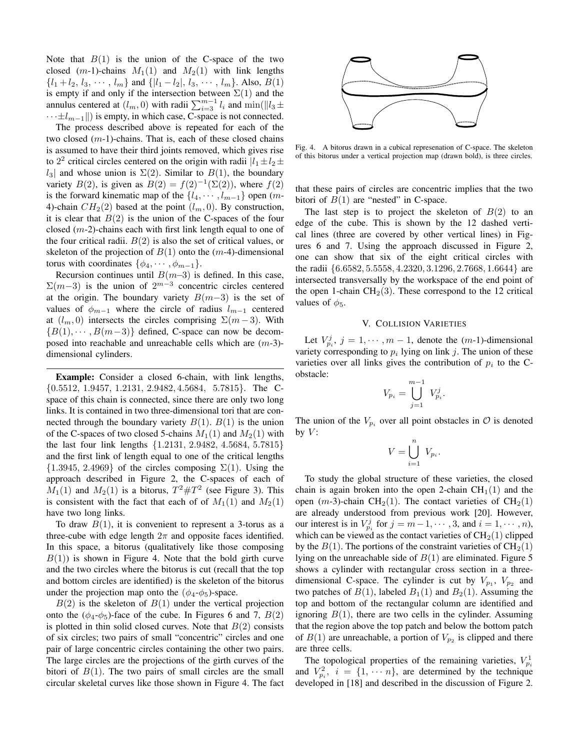Note that $B(1)$ is the union of the C-space of the two closed ($m$-1)-chains $M_1(1)$ and $M_2(1)$ with link lengths $\{l_1+l_2, l_3, \cdots, l_m\}$ and $\{|l_1-l_2|, l_3, \cdots, l_m\}$. Also, $B(1)$ is empty if and only if the intersection between $\Sigma(1)$ and the annulus centered at $(l_m, 0)$ with radii $\sum_{i=3}^{m-1} l_i$ and $\min(\|l_3 \pm \cdots \pm l_{m-1}\|)$ is empty, in which case, C-space is not connected.

The process described above is repeated for each of the two closed ($m$-1)-chains. That is, each of these closed chains is assumed to have their third joints removed, which gives rise to $2^2$ critical circles centered on the origin with radii $|l_1 \pm l_2 \pm l_3|$ and whose union is $\Sigma(2)$. Similar to $B(1)$, the boundary variety $B(2)$, is given as $B(2) = f(2)^{-1}(\Sigma(2))$, where $f(2)$ is the forward kinematic map of the $\{l_4, \cdots, l_{m-1}\}$ open ($m$-4)-chain $CH_2(2)$ based at the point $(l_m, 0)$. By construction, it is clear that $B(2)$ is the union of the C-spaces of the four closed ($m$-2)-chains each with first link length equal to one of the four critical radii. $B(2)$ is also the set of critical values, or skeleton of the projection of $B(1)$ onto the ($m$-4)-dimensional torus with coordinates $\{\phi_4, \cdots, \phi_{m-1}\}$.

Recursion continues until $B(m-3)$ is defined. In this case, $\Sigma(m-3)$ is the union of $2^{m-3}$ concentric circles centered at the origin. The boundary variety $B(m-3)$ is the set of values of $\phi_{m-1}$ where the circle of radius $l_{m-1}$ centered at $(l_m, 0)$ intersects the circles comprising $\Sigma(m-3)$. With $\{B(1), \cdots, B(m-3)\}$ defined, C-space can now be decomposed into reachable and unreachable cells which are ($m$-3)-dimensional cylinders.

---

**Example:** Consider a closed 6-chain, with link lengths, $\{0.5512,\ 1.9457,\ 1.2131,\ 2.9482, 4.5684,\ 5.7815\}$. The C-space of this chain is connected, since there are only two long links. It is contained in two three-dimensional tori that are connected through the boundary variety $B(1)$. $B(1)$ is the union of the C-spaces of two closed 5-chains $M_1(1)$ and $M_2(1)$ with the last four link lengths $\{1.2131,\ 2.9482,\ 4.5684,\ 5.7815\}$ and the first link of length equal to one of the critical lengths $\{1.3945,\ 2.4969\}$ of the circles composing $\Sigma(1)$. Using the approach described in Figure 2, the C-spaces of each of $M_1(1)$ and $M_2(1)$ is a bitorus, $T^2 \# T^2$ (see Figure 3). This is consistent with the fact that each of of $M_1(1)$ and $M_2(1)$ have two long links.

To draw $B(1)$, it is convenient to represent a 3-torus as a three-cube with edge length $2\pi$ and opposite faces identified. In this space, a bitorus (qualitatively like those composing $B(1)$) is shown in Figure 4. Note that the bold girth curve and the two circles where the bitorus is cut (recall that the top and bottom circles are identified) is the skeleton of the bitorus under the projection map onto the ($\phi_4$-$\phi_5$)-space.

Fig. 4. A bitorus drawn in a cubical represenation of C-space. The skeleton of this bitorus under a vertical projection map (drawn bold), is three circles.

$B(2)$ is the skeleton of $B(1)$ under the vertical projection onto the ($\phi_4$-$\phi_5$)-face of the cube. In Figures 6 and 7, $B(2)$ is plotted in thin solid closed curves. Note that $B(2)$ consists of six circles; two pairs of small "concentric" circles and one pair of large concentric circles containing the other two pairs. The large circles are the projections of the girth curves of the bitori of $B(1)$. The two pairs of small circles are the small circular skeletal curves like those shown in Figure 4. The fact that these pairs of circles are concentric implies that the two bitori of $B(1)$ are "nested" in C-space.

The last step is to project the skeleton of $B(2)$ to an edge of the cube. This is shown by the 12 dashed vertical lines (three are covered by other vertical lines) in Figures 6 and 7. Using the approach discussed in Figure 2, one can show that six of the eight critical circles with the radii $\{6.6582, 5.5558, 4.2320, 3.1296, 2.7668, 1.6644\}$ are intersected transversally by the workspace of the end point of the open 1-chain $\text{CH}_2(3)$. These correspond to the 12 critical values of $\phi_5$.

## V. Collision Varieties

Let $V^j_{p_i}$, $j = 1, \cdots, m-1$, denote the ($m$-1)-dimensional variety corresponding to $p_i$ lying on link $j$. The union of these varieties over all links gives the contribution of $p_i$ to the C-obstacle:

$$V_{p_i} = \bigcup_{j=1}^{m-1} V^j_{p_i}.$$

The union of the $V_{p_i}$ over all point obstacles in $\mathcal{O}$ is denoted by $V$:

$$V = \bigcup_{i=1}^{n} V_{p_i}.$$

To study the global structure of these varieties, the closed chain is again broken into the open 2-chain $\text{CH}_1(1)$ and the open ($m$-3)-chain $\text{CH}_2(1)$. The contact varieties of $\text{CH}_2(1)$ are already understood from previous work [20]. However, our interest is in $V^j_{p_i}$ for $j = m-1, \cdots, 3$, and $i = 1, \cdots, n$), which can be viewed as the contact varieties of $\text{CH}_2(1)$ clipped by the $B(1)$. The portions of the constraint varieties of $\text{CH}_2(1)$ lying on the unreachable side of $B(1)$ are eliminated. Figure 5 shows a cylinder with rectangular cross section in a three-dimensional C-space. The cylinder is cut by $V_{p_1}$, $V_{p_2}$ and two patches of $B(1)$, labeled $B_1(1)$ and $B_2(1)$. Assuming the top and bottom of the rectangular column are identified and ignoring $B(1)$, there are two cells in the cylinder. Assuming that the region above the top patch and below the bottom patch of $B(1)$ are unreachable, a portion of $V_{p_2}$ is clipped and there are three cells.

The topological properties of the remaining varieties, $V^1_{p_i}$ and $V^2_{p_i}$, $i = \{1, \cdots n\}$, are determined by the technique developed in [18] and described in the discussion of Figure 2.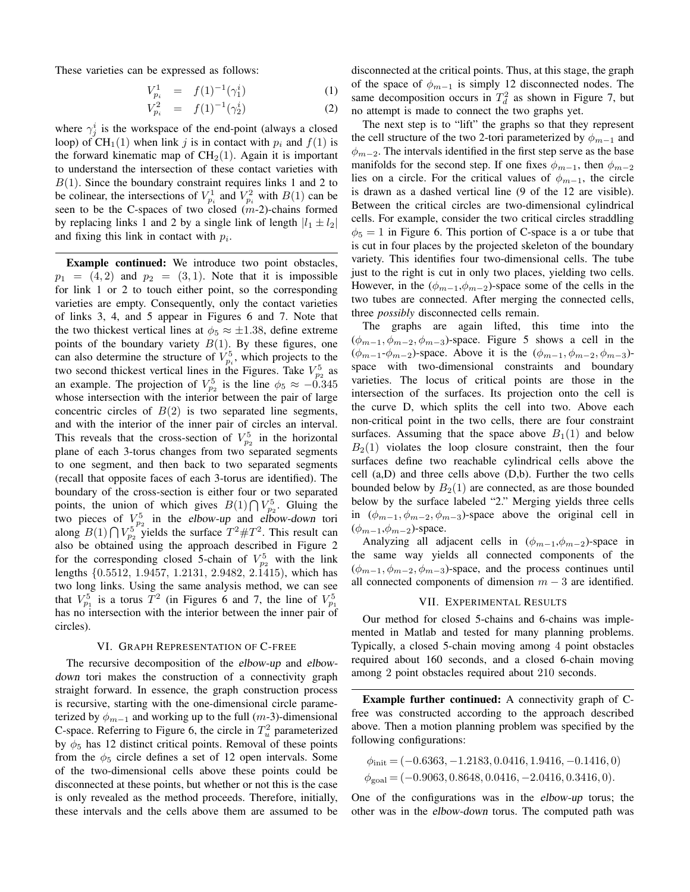These varieties can be expressed as follows:

$$V^1_{p_i} = f(1)^{-1}(\gamma^i_1) \quad (1)$$

$$V^2_{p_i} = f(1)^{-1}(\gamma^i_2) \quad (2)$$

where $\gamma^i_j$ is the workspace of the end-point (always a closed loop) of $\mathrm{CH}_1(1)$ when link $j$ is in contact with $p_i$ and $f(1)$ is the forward kinematic map of $\mathrm{CH}_2(1)$. Again it is important to understand the intersection of these contact varieties with $B(1)$. Since the boundary constraint requires links 1 and 2 to be colinear, the intersections of $V^1_{p_i}$ and $V^2_{p_i}$ with $B(1)$ can be seen to be the C-spaces of two closed ($m$-2)-chains formed by replacing links 1 and 2 by a single link of length $|l_1 \pm l_2|$ and fixing this link in contact with $p_i$.

---

**Example continued:** We introduce two point obstacles, $p_1 = (4, 2)$ and $p_2 = (3, 1)$. Note that it is impossible for link 1 or 2 to touch either point, so the corresponding varieties are empty. Consequently, only the contact varieties of links 3, 4, and 5 appear in Figures 6 and 7. Note that the two thickest vertical lines at $\phi_5 \approx \pm 1.38$, define extreme points of the boundary variety $B(1)$. By these figures, one can also determine the structure of $V^5_{p_i}$, which projects to the two second thickest vertical lines in the Figures. Take $V^5_{p_2}$ as an example. The projection of $V^5_{p_2}$ is the line $\phi_5 \approx -0.345$ whose intersection with the interior between the pair of large concentric circles of $B(2)$ is two separated line segments, and with the interior of the inner pair of circles an interval. This reveals that the cross-section of $V^5_{p_2}$ in the horizontal plane of each 3-torus changes from two separated segments to one segment, and then back to two separated segments (recall that opposite faces of each 3-torus are identified). The boundary of the cross-section is either four or two separated points, the union of which gives $B(1) \bigcap V^5_{p_2}$. Gluing the two pieces of $V^5_{p_2}$ in the *elbow-up* and *elbow-down* tori along $B(1) \bigcap V^5_{p_2}$ yields the surface $T^2 \# T^2$. This result can also be obtained using the approach described in Figure 2 for the corresponding closed 5-chain of $V^5_{p_2}$ with the link lengths $\{0.5512,\ 1.9457,\ 1.2131,\ 2.9482,\ 2.1415\}$, which has two long links. Using the same analysis method, we can see that $V^5_{p_1}$ is a torus $T^2$ (in Figures 6 and 7, the line of $V^5_{p_1}$ has no intersection with the interior between the inner pair of circles).

## VI. Graph Representation of C-free

The recursive decomposition of the *elbow-up* and *elbow-down* tori makes the construction of a connectivity graph straight forward. In essence, the graph construction process is recursive, starting with the one-dimensional circle parameterized by $\phi_{m-1}$ and working up to the full ($m$-3)-dimensional C-space. Referring to Figure 6, the circle in $T^2_u$ parameterized by $\phi_5$ has 12 distinct critical points. Removal of these points from the $\phi_5$ circle defines a set of 12 open intervals. Some of the two-dimensional cells above these points could be disconnected at these points, but whether or not this is the case is only revealed as the method proceeds. Therefore, initially, these intervals and the cells above them are assumed to be disconnected at the critical points. Thus, at this stage, the graph of the space of $\phi_{m-1}$ is simply 12 disconnected nodes. The same decomposition occurs in $T^2_d$ as shown in Figure 7, but no attempt is made to connect the two graphs yet.

The next step is to "lift" the graphs so that they represent the cell structure of the two 2-tori parameterized by $\phi_{m-1}$ and $\phi_{m-2}$. The intervals identified in the first step serve as the base manifolds for the second step. If one fixes $\phi_{m-1}$, then $\phi_{m-2}$ lies on a circle. For the critical values of $\phi_{m-1}$, the circle is drawn as a dashed vertical line (9 of the 12 are visible). Between the critical circles are two-dimensional cylindrical cells. For example, consider the two critical circles straddling $\phi_5 = 1$ in Figure 6. This portion of C-space is a or tube that is cut in four places by the projected skeleton of the boundary variety. This identifies four two-dimensional cells. The tube just to the right is cut in only two places, yielding two cells. However, in the ($\phi_{m-1}$,$\phi_{m-2}$)-space some of the cells in the two tubes are connected. After merging the connected cells, three *possibly* disconnected cells remain.

The graphs are again lifted, this time into the $(\phi_{m-1}, \phi_{m-2}, \phi_{m-3})$-space. Figure 5 shows a cell in the ($\phi_{m-1}$-$\phi_{m-2}$)-space. Above it is the $(\phi_{m-1}, \phi_{m-2}, \phi_{m-3})$-space with two-dimensional constraints and boundary varieties. The locus of critical points are those in the intersection of the surfaces. Its projection onto the cell is the curve D, which splits the cell into two. Above each non-critical point in the two cells, there are four constraint surfaces. Assuming that the space above $B_1(1)$ and below $B_2(1)$ violates the loop closure constraint, then the four surfaces define two reachable cylindrical cells above the cell (a,D) and three cells above (D,b). Further the two cells bounded below by $B_2(1)$ are connected, as are those bounded below by the surface labeled "2." Merging yields three cells in $(\phi_{m-1}, \phi_{m-2}, \phi_{m-3})$-space above the original cell in ($\phi_{m-1}$,$\phi_{m-2}$)-space.

Analyzing all adjacent cells in ($\phi_{m-1}$,$\phi_{m-2}$)-space in the same way yields all connected components of the $(\phi_{m-1}, \phi_{m-2}, \phi_{m-3})$-space, and the process continues until all connected components of dimension $m-3$ are identified.

## VII. Experimental Results

Our method for closed 5-chains and 6-chains was implemented in Matlab and tested for many planning problems. Typically, a closed 5-chain moving among 4 point obstacles required about 160 seconds, and a closed 6-chain moving among 2 point obstacles required about 210 seconds.

---

**Example further continued:** A connectivity graph of C-free was constructed according to the approach described above. Then a motion planning problem was specified by the following configurations:

$$\phi_{\mathrm{init}} = (-0.6363, -1.2183, 0.0416, 1.9416, -0.1416, 0)$$
$$\phi_{\mathrm{goal}} = (-0.9063, 0.8648, 0.0416, -2.0416, 0.3416, 0).$$

One of the configurations was in the *elbow-up* torus; the other was in the *elbow-down* torus. The computed path was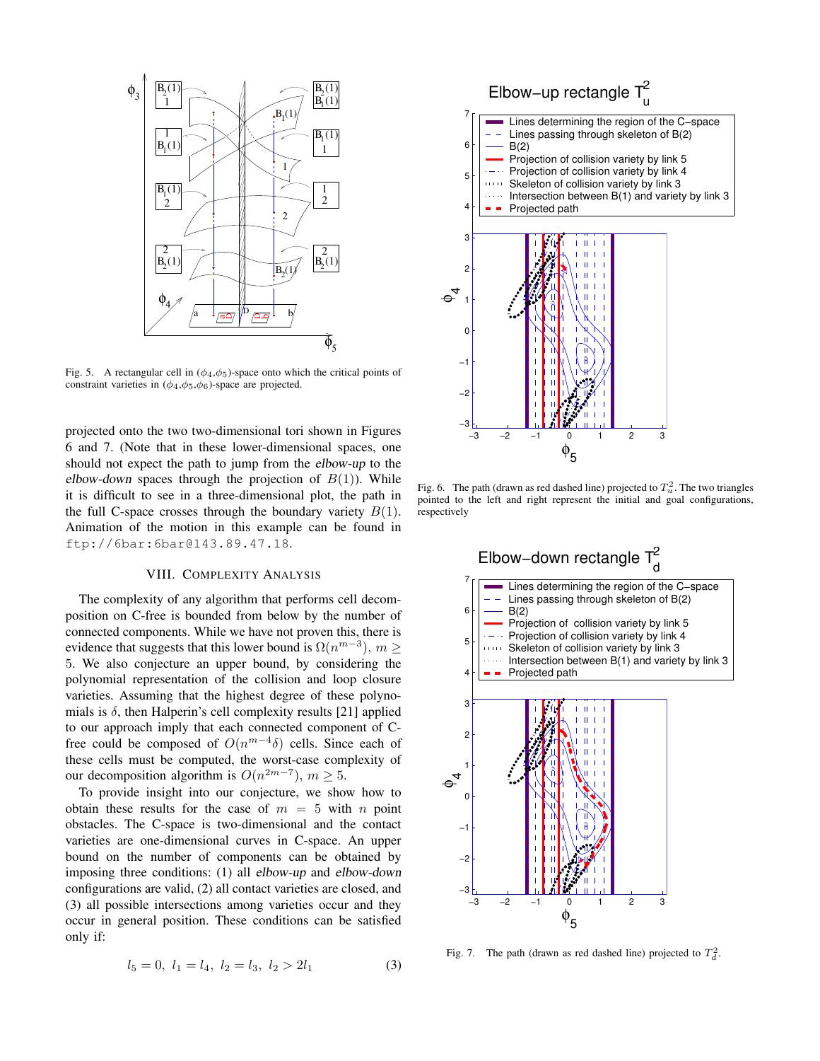Fig. 5. A rectangular cell in ($\phi_4$,$\phi_5$)-space onto which the critical points of constraint varieties in ($\phi_4$,$\phi_5$,$\phi_6$)-space are projected.

projected onto the two two-dimensional tori shown in Figures 6 and 7. (Note that in these lower-dimensional spaces, one should not expect the path to jump from the *elbow-up* to the *elbow-down* spaces through the projection of $B(1)$). While it is difficult to see in a three-dimensional plot, the path in the full C-space crosses through the boundary variety $B(1)$. Animation of the motion in this example can be found in `ftp://6bar:6bar@143.89.47.18`.

## VIII. Complexity Analysis

The complexity of any algorithm that performs cell decomposition on C-free is bounded from below by the number of connected components. While we have not proven this, there is evidence that suggests that this lower bound is $\Omega(n^{m-3})$, $m \geq 5$. We also conjecture an upper bound, by considering the polynomial representation of the collision and loop closure varieties. Assuming that the highest degree of these polynomials is $\delta$, then Halperin's cell complexity results [21] applied to our approach imply that each connected component of C-free could be composed of $O(n^{m-4}\delta)$ cells. Since each of these cells must be computed, the worst-case complexity of our decomposition algorithm is $O(n^{2m-7})$, $m \geq 5$.

To provide insight into our conjecture, we show how to obtain these results for the case of $m = 5$ with $n$ point obstacles. The C-space is two-dimensional and the contact varieties are one-dimensional curves in C-space. An upper bound on the number of components can be obtained by imposing three conditions: (1) all *elbow-up* and *elbow-down* configurations are valid, (2) all contact varieties are closed, and (3) all possible intersections among varieties occur and they occur in general position. These conditions can be satisfied only if:

$$l_5 = 0,\ l_1 = l_4,\ l_2 = l_3,\ l_2 > 2l_1 \tag{3}$$

Fig. 6. The path (drawn as red dashed line) projected to $T_u^2$. The two triangles pointed to the left and right represent the initial and goal configurations, respectively

Fig. 7. The path (drawn as red dashed line) projected to $T_d^2$.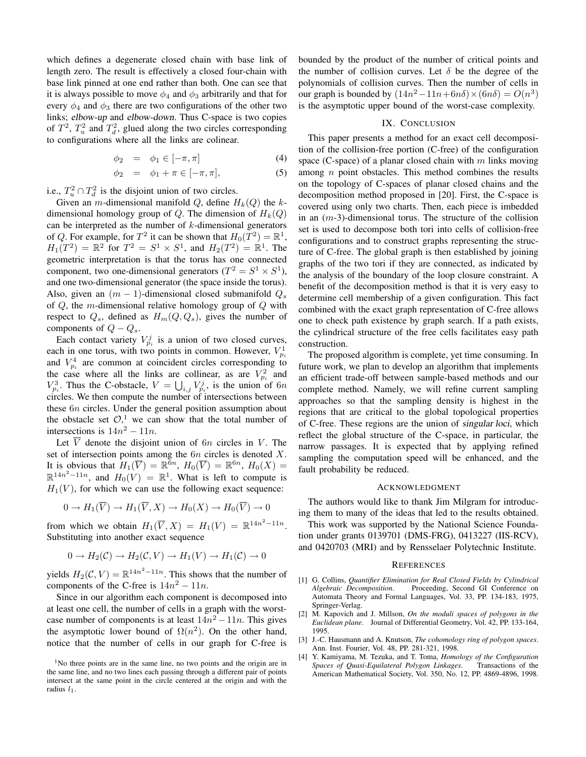which defines a degenerate closed chain with base link of length zero. The result is effectively a closed four-chain with base link pinned at one end rather than both. One can see that it is always possible to move $\phi_4$ and $\phi_3$ arbitrarily and that for every $\phi_4$ and $\phi_3$ there are two configurations of the other two links; *elbow-up* and *elbow-down*. Thus C-space is two copies of $T^2$, $T_u^2$ and $T_d^2$, glued along the two circles corresponding to configurations where all the links are colinear.

$$\phi_2 = \phi_1 \in [-\pi, \pi] \tag{4}$$

$$\phi_2 = \phi_1 + \pi \in [-\pi, \pi], \tag{5}$$

i.e., $T_u^2 \cap T_d^2$ is the disjoint union of two circles.

Given an $m$-dimensional manifold $Q$, define $H_k(Q)$ the $k$-dimensional homology group of $Q$. The dimension of $H_k(Q)$ can be interpreted as the number of $k$-dimensional generators of $Q$. For example, for $T^2$ it can be shown that $H_0(T^2) = \mathbb{R}^1$, $H_1(T^2) = \mathbb{R}^2$ for $T^2 = S^1 \times S^1$, and $H_2(T^2) = \mathbb{R}^1$. The geometric interpretation is that the torus has one connected component, two one-dimensional generators ($T^2 = S^1 \times S^1$), and one two-dimensional generator (the space inside the torus). Also, given an $(m-1)$-dimensional closed submanifold $Q_s$ of $Q$, the $m$-dimensional relative homology group of $Q$ with respect to $Q_s$, defined as $H_m(Q, Q_s)$, gives the number of components of $Q - Q_s$.

Each contact variety $V_{p_i}^j$ is a union of two closed curves, each in one torus, with two points in common. However, $V_{p_i}^1$ and $V_{p_i}^4$ are common at coincident circles corresponding to the case where all the links are collinear, as are $V_{p_i}^2$ and $V_{p_i}^3$. Thus the C-obstacle, $V = \bigcup_{i,j} V_{p_i}^j$, is the union of $6n$ circles. We then compute the number of intersections between these $6n$ circles. Under the general position assumption about the obstacle set $\mathcal{O}$,[1] we can show that the total number of intersections is $14n^2 - 11n$.

Let $\overline{V}$ denote the disjoint union of $6n$ circles in $V$. The set of intersection points among the $6n$ circles is denoted $X$. It is obvious that $H_1(\overline{V}) = \mathbb{R}^{6n}$, $H_0(\overline{V}) = \mathbb{R}^{6n}$, $H_0(X) = \mathbb{R}^{14n^2-11n}$, and $H_0(V) = \mathbb{R}^1$. What is left to compute is $H_1(V)$, for which we can use the following exact sequence:

$$0 \to H_1(\overline{V}) \to H_1(\overline{V}, X) \to H_0(X) \to H_0(\overline{V}) \to 0$$

from which we obtain $H_1(\overline{V}, X) = H_1(V) = \mathbb{R}^{14n^2-11n}$. Substituting into another exact sequence

$$0 \to H_2(\mathcal{C}) \to H_2(\mathcal{C}, V) \to H_1(V) \to H_1(\mathcal{C}) \to 0$$

yields $H_2(\mathcal{C}, V) = \mathbb{R}^{14n^2-11n}$. This shows that the number of components of the C-free is $14n^2 - 11n$.

Since in our algorithm each component is decomposed into at least one cell, the number of cells in a graph with the worst-case number of components is at least $14n^2 - 11n$. This gives the asymptotic lower bound of $\Omega(n^2)$. On the other hand, notice that the number of cells in our graph for C-free is bounded by the product of the number of critical points and the number of collision curves. Let $\delta$ be the degree of the polynomials of collision curves. Then the number of cells in our graph is bounded by $(14n^2 - 11n + 6n\delta) \times (6n\delta) = O(n^3)$ is the asymptotic upper bound of the worst-case complexity.

[1] No three points are in the same line, no two points and the origin are in the same line, and no two lines each passing through a different pair of points intersect at the same point in the circle centered at the origin and with the radius $l_1$.

## IX. Conclusion

This paper presents a method for an exact cell decomposition of the collision-free portion (C-free) of the configuration space (C-space) of a planar closed chain with $m$ links moving among $n$ point obstacles. This method combines the results on the topology of C-spaces of planar closed chains and the decomposition method proposed in [20]. First, the C-space is covered using only two charts. Then, each piece is imbedded in an ($m$-3)-dimensional torus. The structure of the collision set is used to decompose both tori into cells of collision-free configurations and to construct graphs representing the structure of C-free. The global graph is then established by joining graphs of the two tori if they are connected, as indicated by the analysis of the boundary of the loop closure constraint. A benefit of the decomposition method is that it is very easy to determine cell membership of a given configuration. This fact combined with the exact graph representation of C-free allows one to check path existence by graph search. If a path exists, the cylindrical structure of the free cells facilitates easy path construction.

The proposed algorithm is complete, yet time consuming. In future work, we plan to develop an algorithm that implements an efficient trade-off between sample-based methods and our complete method. Namely, we will refine current sampling approaches so that the sampling density is highest in the regions that are critical to the global topological properties of C-free. These regions are the union of *singular loci*, which reflect the global structure of the C-space, in particular, the narrow passages. It is expected that by applying refined sampling the computation speed will be enhanced, and the fault probability be reduced.

## Acknowledgment

The authors would like to thank Jim Milgram for introducing them to many of the ideas that led to the results obtained.

This work was supported by the National Science Foundation under grants 0139701 (DMS-FRG), 0413227 (IIS-RCV), and 0420703 (MRI) and by Rensselaer Polytechnic Institute.

## References

[1] G. Collins, *Quantifier Elimination for Real Closed Fields by Cylindrical Algebraic Decomposition*. Proceeding, Second GI Conference on Automata Theory and Formal Languages, Vol. 33, PP. 134-183, 1975, Springer-Verlag.

[2] M. Kapovich and J. Millson, *On the moduli spaces of polygons in the Euclidean plane*. Journal of Differential Geometry, Vol. 42, PP. 133-164, 1995.

[3] J.-C. Hausmann and A. Knutson, *The cohomology ring of polygon spaces*. Ann. Inst. Fourier, Vol. 48, PP. 281-321, 1998.

[4] Y. Kamiyama, M. Tezuka, and T. Toma, *Homology of the Configuration Spaces of Quasi-Equilateral Polygon Linkages*. Transactions of the American Mathematical Society, Vol. 350, No. 12, PP. 4869-4896, 1998.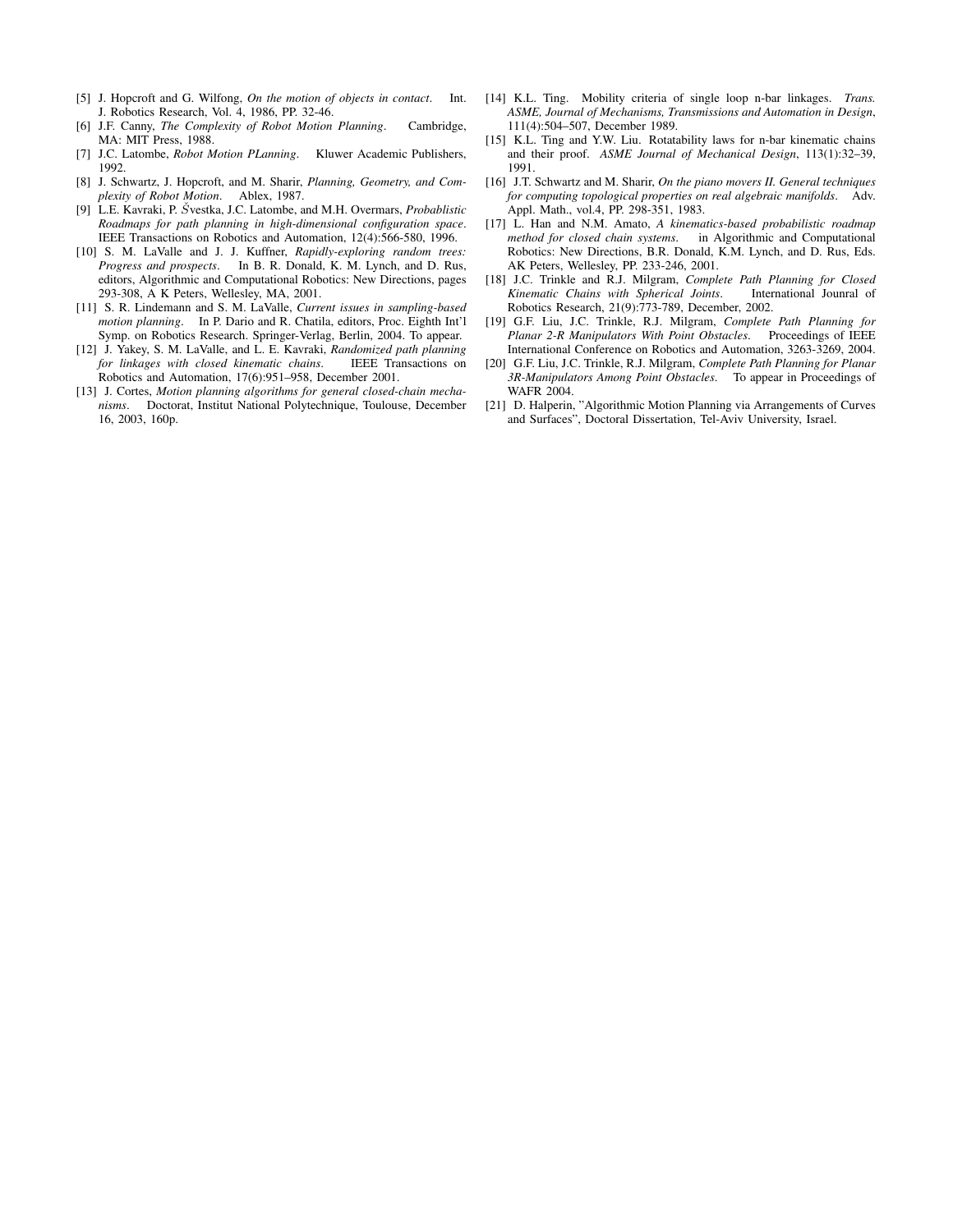[5] J. Hopcroft and G. Wilfong, *On the motion of objects in contact*. Int. J. Robotics Research, Vol. 4, 1986, PP. 32-46.

[6] J.F. Canny, *The Complexity of Robot Motion Planning*. Cambridge, MA: MIT Press, 1988.

[7] J.C. Latombe, *Robot Motion PLanning*. Kluwer Academic Publishers, 1992.

[8] J. Schwartz, J. Hopcroft, and M. Sharir, *Planning, Geometry, and Complexity of Robot Motion*. Ablex, 1987.

[9] L.E. Kavraki, P. Švestka, J.C. Latombe, and M.H. Overmars, *Probablistic Roadmaps for path planning in high-dimensional configuration space*. IEEE Transactions on Robotics and Automation, 12(4):566-580, 1996.

[10] S. M. LaValle and J. J. Kuffner, *Rapidly-exploring random trees: Progress and prospects*. In B. R. Donald, K. M. Lynch, and D. Rus, editors, Algorithmic and Computational Robotics: New Directions, pages 293-308, A K Peters, Wellesley, MA, 2001.

[11] S. R. Lindemann and S. M. LaValle, *Current issues in sampling-based motion planning*. In P. Dario and R. Chatila, editors, Proc. Eighth Int'l Symp. on Robotics Research. Springer-Verlag, Berlin, 2004. To appear.

[12] J. Yakey, S. M. LaValle, and L. E. Kavraki, *Randomized path planning for linkages with closed kinematic chains*. IEEE Transactions on Robotics and Automation, 17(6):951–958, December 2001.

[13] J. Cortes, *Motion planning algorithms for general closed-chain mechanisms*. Doctorat, Institut National Polytechnique, Toulouse, December 16, 2003, 160p.

[14] K.L. Ting. Mobility criteria of single loop n-bar linkages. *Trans. ASME, Journal of Mechanisms, Transmissions and Automation in Design*, 111(4):504–507, December 1989.

[15] K.L. Ting and Y.W. Liu. Rotatability laws for n-bar kinematic chains and their proof. *ASME Journal of Mechanical Design*, 113(1):32–39, 1991.

[16] J.T. Schwartz and M. Sharir, *On the piano movers II. General techniques for computing topological properties on real algebraic manifolds*. Adv. Appl. Math., vol.4, PP. 298-351, 1983.

[17] L. Han and N.M. Amato, *A kinematics-based probabilistic roadmap method for closed chain systems*. in Algorithmic and Computational Robotics: New Directions, B.R. Donald, K.M. Lynch, and D. Rus, Eds. AK Peters, Wellesley, PP. 233-246, 2001.

[18] J.C. Trinkle and R.J. Milgram, *Complete Path Planning for Closed Kinematic Chains with Spherical Joints*. International Jounral of Robotics Research, 21(9):773-789, December, 2002.

[19] G.F. Liu, J.C. Trinkle, R.J. Milgram, *Complete Path Planning for Planar 2-R Manipulators With Point Obstacles*. Proceedings of IEEE International Conference on Robotics and Automation, 3263-3269, 2004.

[20] G.F. Liu, J.C. Trinkle, R.J. Milgram, *Complete Path Planning for Planar 3R-Manipulators Among Point Obstacles*. To appear in Proceedings of WAFR 2004.

[21] D. Halperin, "Algorithmic Motion Planning via Arrangements of Curves and Surfaces", Doctoral Dissertation, Tel-Aviv University, Israel.